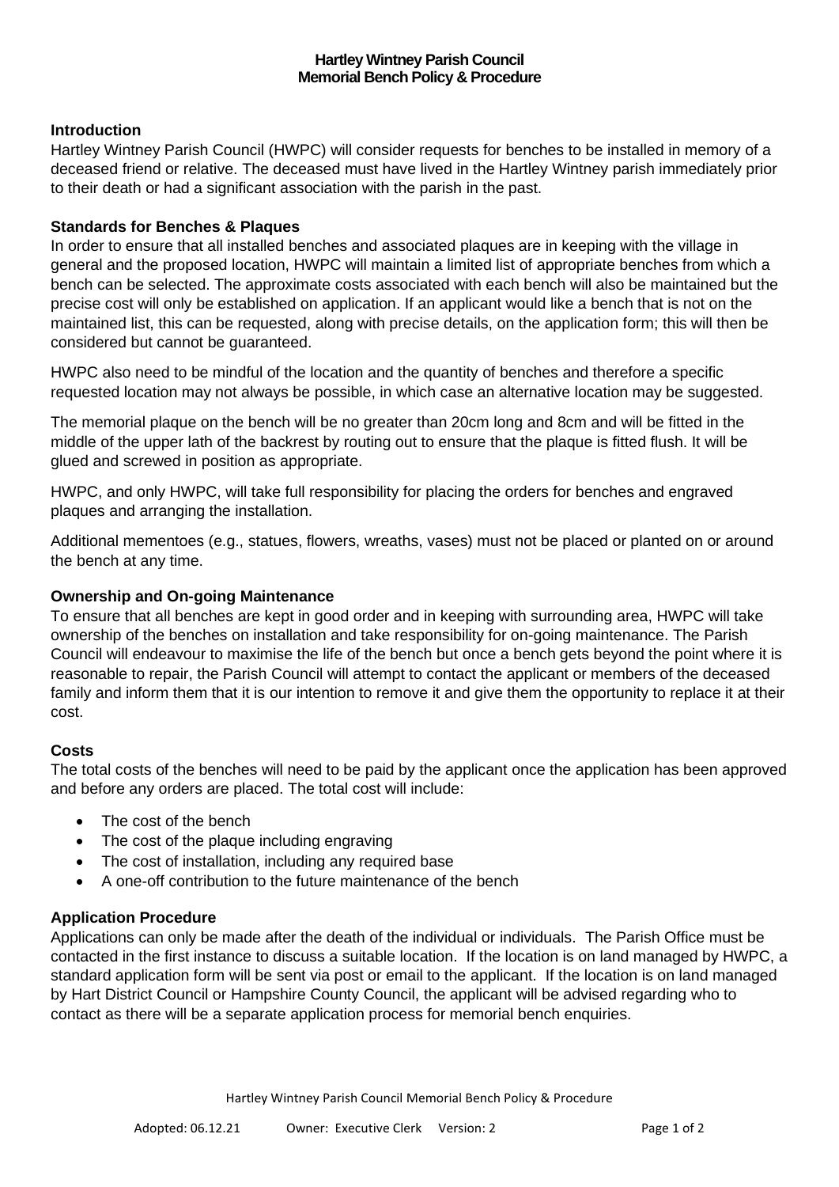**Hartley Wintney Parish Council**
**Memorial Bench Policy & Procedure**

### Introduction

Hartley Wintney Parish Council (HWPC) will consider requests for benches to be installed in memory of a deceased friend or relative. The deceased must have lived in the Hartley Wintney parish immediately prior to their death or had a significant association with the parish in the past.

### Standards for Benches & Plaques

In order to ensure that all installed benches and associated plaques are in keeping with the village in general and the proposed location, HWPC will maintain a limited list of appropriate benches from which a bench can be selected. The approximate costs associated with each bench will also be maintained but the precise cost will only be established on application. If an applicant would like a bench that is not on the maintained list, this can be requested, along with precise details, on the application form; this will then be considered but cannot be guaranteed.

HWPC also need to be mindful of the location and the quantity of benches and therefore a specific requested location may not always be possible, in which case an alternative location may be suggested.

The memorial plaque on the bench will be no greater than 20cm long and 8cm and will be fitted in the middle of the upper lath of the backrest by routing out to ensure that the plaque is fitted flush. It will be glued and screwed in position as appropriate.

HWPC, and only HWPC, will take full responsibility for placing the orders for benches and engraved plaques and arranging the installation.

Additional mementoes (e.g., statues, flowers, wreaths, vases) must not be placed or planted on or around the bench at any time.

### Ownership and On-going Maintenance

To ensure that all benches are kept in good order and in keeping with surrounding area, HWPC will take ownership of the benches on installation and take responsibility for on-going maintenance. The Parish Council will endeavour to maximise the life of the bench but once a bench gets beyond the point where it is reasonable to repair, the Parish Council will attempt to contact the applicant or members of the deceased family and inform them that it is our intention to remove it and give them the opportunity to replace it at their cost.

### Costs

The total costs of the benches will need to be paid by the applicant once the application has been approved and before any orders are placed. The total cost will include:

- The cost of the bench
- The cost of the plaque including engraving
- The cost of installation, including any required base
- A one-off contribution to the future maintenance of the bench

### Application Procedure

Applications can only be made after the death of the individual or individuals. The Parish Office must be contacted in the first instance to discuss a suitable location. If the location is on land managed by HWPC, a standard application form will be sent via post or email to the applicant. If the location is on land managed by Hart District Council or Hampshire County Council, the applicant will be advised regarding who to contact as there will be a separate application process for memorial bench enquiries.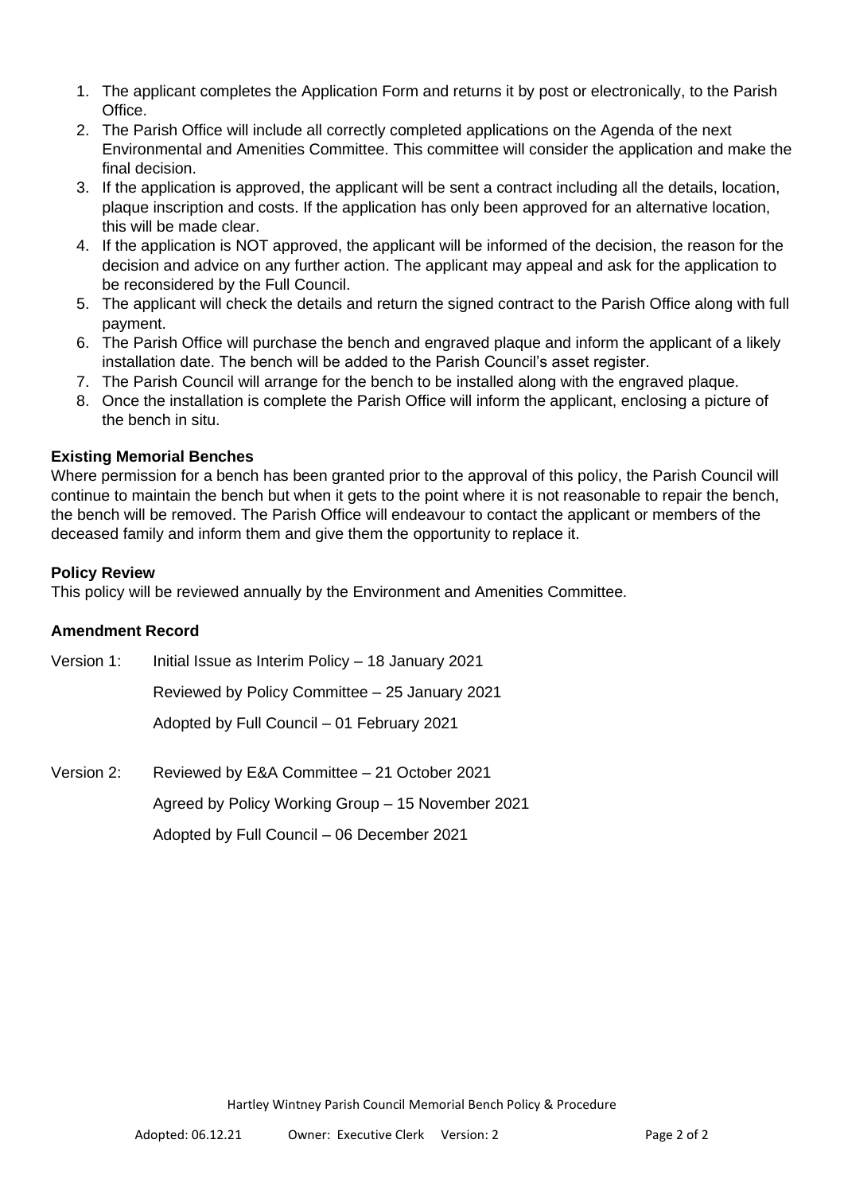1. The applicant completes the Application Form and returns it by post or electronically, to the Parish Office.
2. The Parish Office will include all correctly completed applications on the Agenda of the next Environmental and Amenities Committee. This committee will consider the application and make the final decision.
3. If the application is approved, the applicant will be sent a contract including all the details, location, plaque inscription and costs. If the application has only been approved for an alternative location, this will be made clear.
4. If the application is NOT approved, the applicant will be informed of the decision, the reason for the decision and advice on any further action. The applicant may appeal and ask for the application to be reconsidered by the Full Council.
5. The applicant will check the details and return the signed contract to the Parish Office along with full payment.
6. The Parish Office will purchase the bench and engraved plaque and inform the applicant of a likely installation date. The bench will be added to the Parish Council's asset register.
7. The Parish Council will arrange for the bench to be installed along with the engraved plaque.
8. Once the installation is complete the Parish Office will inform the applicant, enclosing a picture of the bench in situ.

**Existing Memorial Benches**

Where permission for a bench has been granted prior to the approval of this policy, the Parish Council will continue to maintain the bench but when it gets to the point where it is not reasonable to repair the bench, the bench will be removed. The Parish Office will endeavour to contact the applicant or members of the deceased family and inform them and give them the opportunity to replace it.

**Policy Review**

This policy will be reviewed annually by the Environment and Amenities Committee.

**Amendment Record**

Version 1: Initial Issue as Interim Policy – 18 January 2021

Reviewed by Policy Committee – 25 January 2021

Adopted by Full Council – 01 February 2021

Version 2: Reviewed by E&A Committee – 21 October 2021

Agreed by Policy Working Group – 15 November 2021

Adopted by Full Council – 06 December 2021